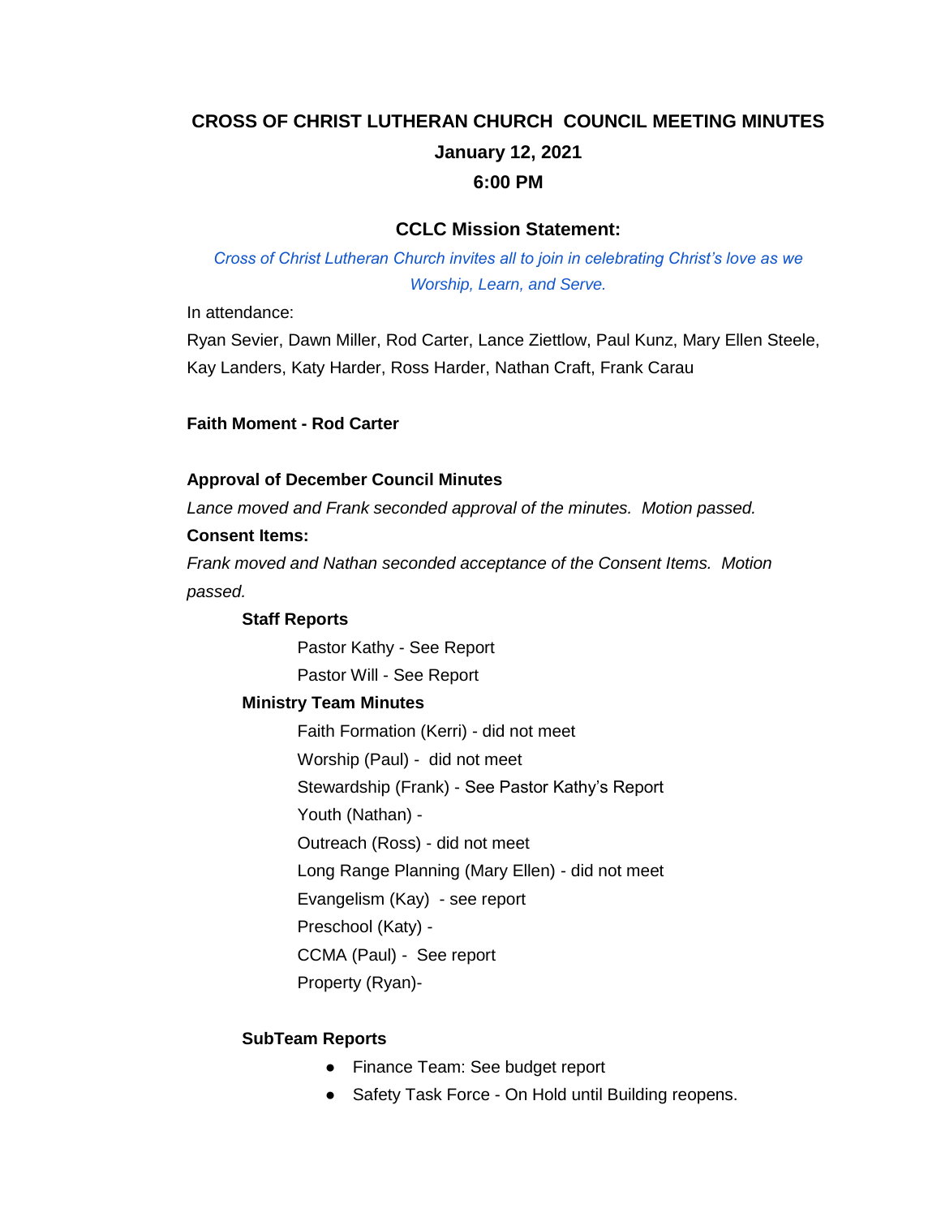# CROSS OF CHRIST LUTHERAN CHURCH COUNCIL MEETING MINUTES

**January 12, 2021**

**6:00 PM**

## CCLC Mission Statement:

*Cross of Christ Lutheran Church invites all to join in celebrating Christ's love as we Worship, Learn, and Serve.*

In attendance:

Ryan Sevier, Dawn Miller, Rod Carter, Lance Ziettlow, Paul Kunz, Mary Ellen Steele, Kay Landers, Katy Harder, Ross Harder, Nathan Craft, Frank Carau

**Faith Moment - Rod Carter**

**Approval of December Council Minutes**

*Lance moved and Frank seconded approval of the minutes. Motion passed.*

**Consent Items:**

*Frank moved and Nathan seconded acceptance of the Consent Items. Motion passed.*

**Staff Reports**

- Pastor Kathy - See Report
- Pastor Will - See Report

**Ministry Team Minutes**

- Faith Formation (Kerri) - did not meet
- Worship (Paul) - did not meet
- Stewardship (Frank) - See Pastor Kathy's Report
- Youth (Nathan) -
- Outreach (Ross) - did not meet
- Long Range Planning (Mary Ellen) - did not meet
- Evangelism (Kay) - see report
- Preschool (Katy) -
- CCMA (Paul) - See report
- Property (Ryan)-

**SubTeam Reports**

- Finance Team: See budget report
- Safety Task Force - On Hold until Building reopens.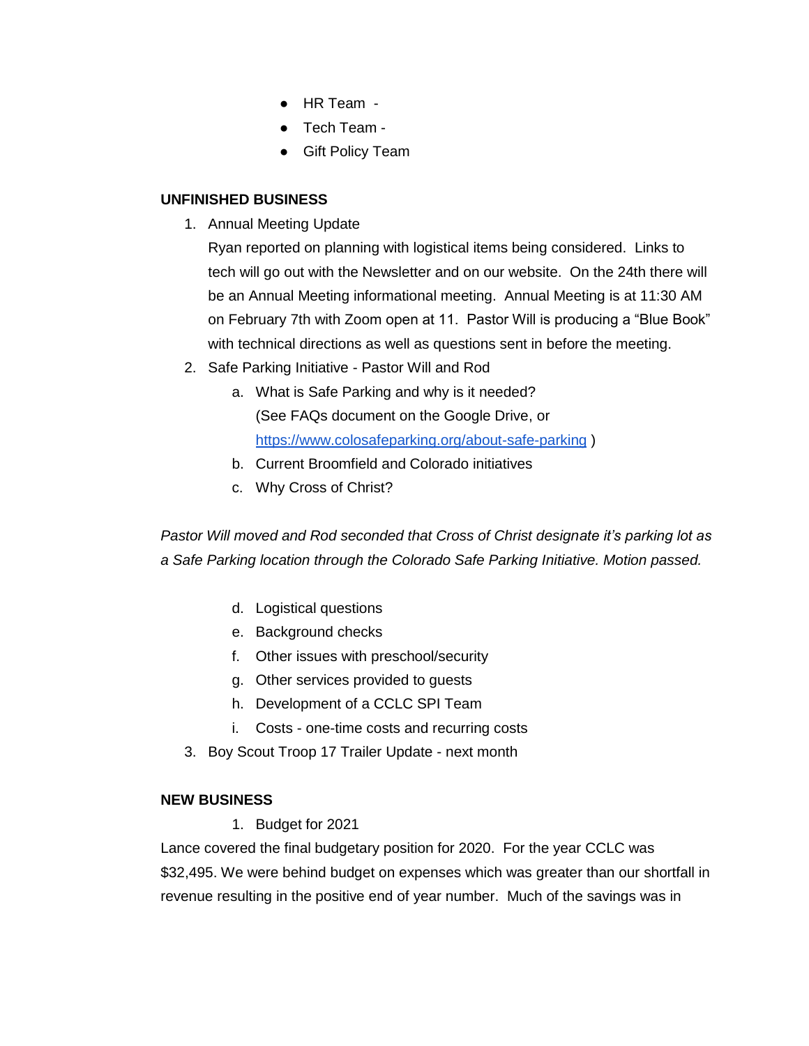- HR Team -
- Tech Team -
- Gift Policy Team

**UNFINISHED BUSINESS**

1. Annual Meeting Update
   Ryan reported on planning with logistical items being considered. Links to tech will go out with the Newsletter and on our website. On the 24th there will be an Annual Meeting informational meeting. Annual Meeting is at 11:30 AM on February 7th with Zoom open at 11. Pastor Will is producing a “Blue Book” with technical directions as well as questions sent in before the meeting.
2. Safe Parking Initiative - Pastor Will and Rod
   a. What is Safe Parking and why is it needed? (See FAQs document on the Google Drive, or https://www.colosafeparking.org/about-safe-parking )
   b. Current Broomfield and Colorado initiatives
   c. Why Cross of Christ?

*Pastor Will moved and Rod seconded that Cross of Christ designate it’s parking lot as a Safe Parking location through the Colorado Safe Parking Initiative. Motion passed.*

   d. Logistical questions
   e. Background checks
   f. Other issues with preschool/security
   g. Other services provided to guests
   h. Development of a CCLC SPI Team
   i. Costs - one-time costs and recurring costs
3. Boy Scout Troop 17 Trailer Update - next month

**NEW BUSINESS**

1. Budget for 2021

Lance covered the final budgetary position for 2020. For the year CCLC was $32,495. We were behind budget on expenses which was greater than our shortfall in revenue resulting in the positive end of year number. Much of the savings was in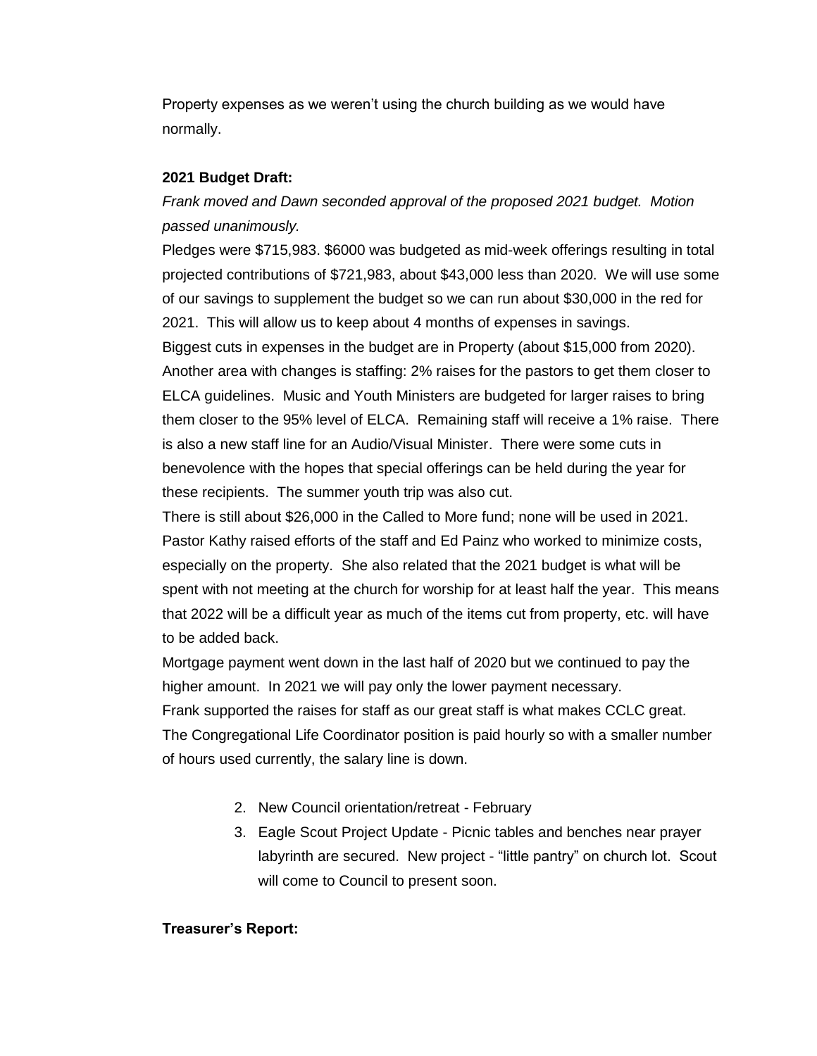Property expenses as we weren't using the church building as we would have normally.

**2021 Budget Draft:**

*Frank moved and Dawn seconded approval of the proposed 2021 budget. Motion passed unanimously.*

Pledges were $715,983. $6000 was budgeted as mid-week offerings resulting in total projected contributions of $721,983, about $43,000 less than 2020. We will use some of our savings to supplement the budget so we can run about $30,000 in the red for 2021. This will allow us to keep about 4 months of expenses in savings.

Biggest cuts in expenses in the budget are in Property (about $15,000 from 2020). Another area with changes is staffing: 2% raises for the pastors to get them closer to ELCA guidelines. Music and Youth Ministers are budgeted for larger raises to bring them closer to the 95% level of ELCA. Remaining staff will receive a 1% raise. There is also a new staff line for an Audio/Visual Minister. There were some cuts in benevolence with the hopes that special offerings can be held during the year for these recipients. The summer youth trip was also cut.

There is still about $26,000 in the Called to More fund; none will be used in 2021.

Pastor Kathy raised efforts of the staff and Ed Painz who worked to minimize costs, especially on the property. She also related that the 2021 budget is what will be spent with not meeting at the church for worship for at least half the year. This means that 2022 will be a difficult year as much of the items cut from property, etc. will have to be added back.

Mortgage payment went down in the last half of 2020 but we continued to pay the higher amount. In 2021 we will pay only the lower payment necessary.

Frank supported the raises for staff as our great staff is what makes CCLC great.

The Congregational Life Coordinator position is paid hourly so with a smaller number of hours used currently, the salary line is down.

2. New Council orientation/retreat - February
3. Eagle Scout Project Update - Picnic tables and benches near prayer labyrinth are secured. New project - "little pantry" on church lot. Scout will come to Council to present soon.

**Treasurer's Report:**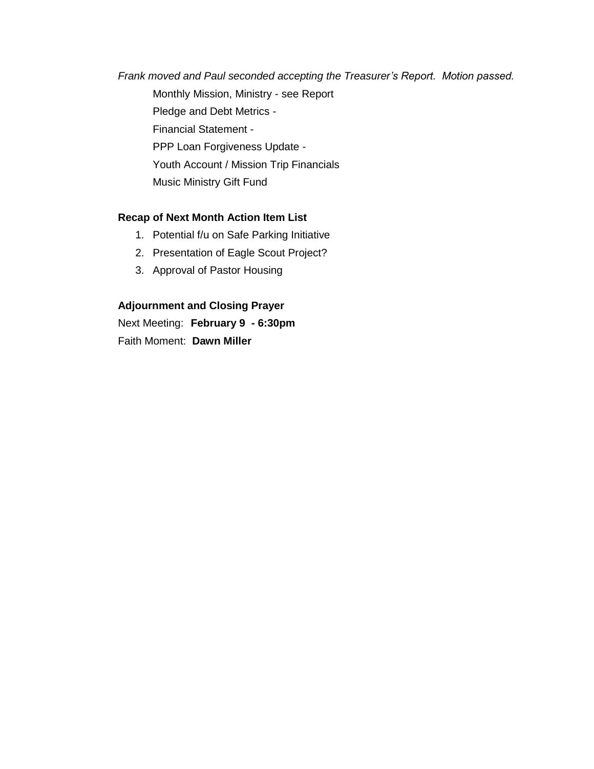*Frank moved and Paul seconded accepting the Treasurer's Report. Motion passed.*

Monthly Mission, Ministry - see Report

Pledge and Debt Metrics -

Financial Statement -

PPP Loan Forgiveness Update -

Youth Account / Mission Trip Financials

Music Ministry Gift Fund

**Recap of Next Month Action Item List**

1. Potential f/u on Safe Parking Initiative
2. Presentation of Eagle Scout Project?
3. Approval of Pastor Housing

**Adjournment and Closing Prayer**

Next Meeting: **February 9 - 6:30pm**

Faith Moment: **Dawn Miller**